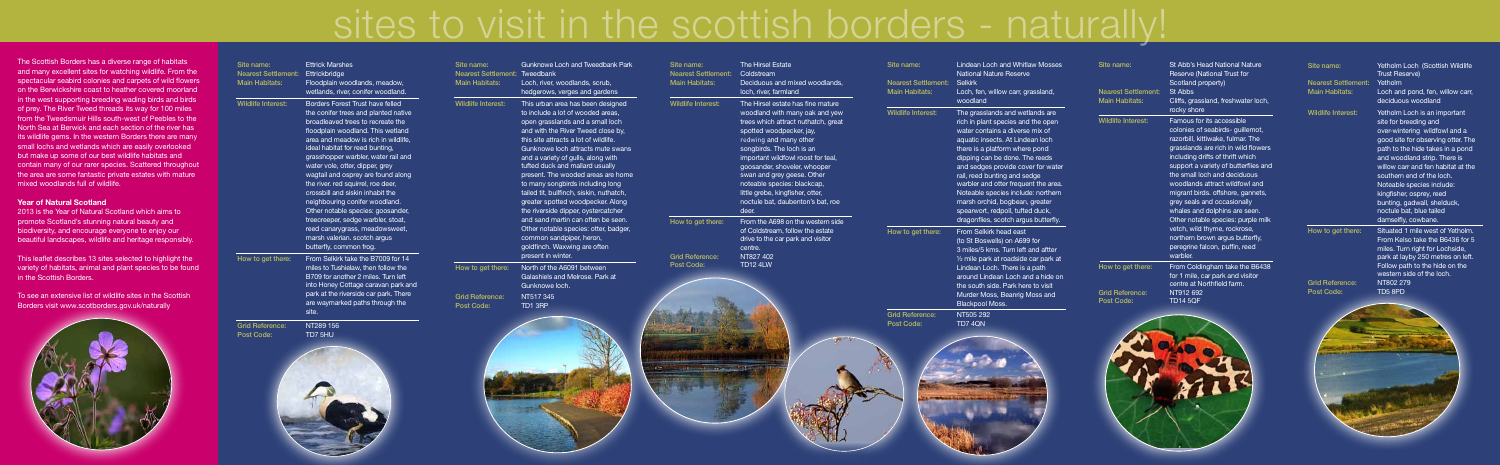# sites to visit in the scottish borders - naturally!

The Scottish Borders has a diverse range of habitats and many excellent sites for watching wildlife. From the spectacular seabird colonies and carpets of wild flowers on the Berwickshire coast to heather covered moorland in the west supporting breeding wading birds and birds of prey. The River Tweed threads its way for 100 miles from the Tweedsmuir Hills south-west of Peebles to the North Sea at Berwick and each section of the river has its wildlife gems. In the western Borders there are many small lochs and wetlands which are easily overlooked but make up some of our best wildlife habitats and contain many of our rarer species. Scattered throughout the area are some fantastic private estates with mature mixed woodlands full of wildlife.

## Year of Natural Scotland

2013 is the Year of Natural Scotland which aims to promote Scotland's stunning natural beauty and biodiversity, and encourage everyone to enjoy our beautiful landscapes, wildlife and heritage responsibly.

This leaflet describes 13 sites selected to highlight the variety of habitats, animal and plant species to be found in the Scottish Borders.

To see an extensive list of wildlife sites in the Scottish Borders visit www.scotborders.gov.uk/naturally

---

**Site name:** Ettrick Marshes

**Nearest Settlement:** Ettrickbridge

**Main Habitats:** Floodplain woodlands, meadow, wetlands, river, conifer woodland.

**Wildlife Interest:** Borders Forest Trust have felled the conifer trees and planted native broadleaved trees to recreate the floodplain woodland. This wetland area and meadow is rich in wildlife, ideal habitat for reed bunting, grasshopper warbler, water rail and water vole, otter, dipper, grey wagtail and osprey are found along the river. red squirrel, roe deer, crossbill and siskin inhabit the neighbouring conifer woodland. Other notable species: goosander, treecreeper, sedge warbler, stoat, reed canarygrass, meadowsweet, marsh valerian. scotch argus butterfly, common frog.

**How to get there:** From Selkirk take the B7009 for 14 miles to Tushielaw, then follow the B709 for another 2 miles. Turn left into Honey Cottage caravan park and park at the riverside car park. There are waymarked paths through the site.

**Grid Reference:** NT289 156

**Post Code:** TD7 5HU

---

**Site name:** Gunknowe Loch and Tweedbank Park

**Nearest Settlement:** Tweedbank

**Main Habitats:** Loch, river, woodlands, scrub, hedgerows, verges and gardens

**Wildlife Interest:** This urban area has been designed to include a lot of wooded areas, open grasslands and a small loch and with the River Tweed close by, this site attracts a lot of wildlife. Gunknowe loch attracts mute swans and a variety of gulls, along with tufted duck and mallard usually present. The wooded areas are home to many songbirds including long tailed tit, bullfinch, siskin, nuthatch, greater spotted woodpecker. Along the riverside dipper, oystercatcher and sand martin can often be seen. Other notable species: otter, badger, common sandpiper, heron, goldfinch. Waxwing are often present in winter.

**How to get there:** North of the A6091 between Galashiels and Melrose. Park at Gunknowe loch.

**Grid Reference:** NT517 345

**Post Code:** TD1 3RP

---

**Site name:** The Hirsel Estate

**Nearest Settlement:** Coldstream

**Main Habitats:** Deciduous and mixed woodlands, loch, river, farmland

**Wildlife Interest:** The Hirsel estate has fine mature woodland with many oak and yew trees which attract nuthatch, great spotted woodpecker, jay, redwing and many other songbirds. The loch is an important wildfowl roost for teal, goosander, shoveler, whooper swan and grey geese. Other noteable species: blackcap, little grebe, kingfisher, otter, noctule bat, daubenton's bat, roe deer.

**How to get there:** From the A698 on the western side of Coldstream, follow the estate drive to the car park and visitor centre.

**Grid Reference:** NT827 402

**Post Code:** TD12 4LW

---

**Site name:** Lindean Loch and Whitlaw Mosses National Nature Reserve

**Nearest Settlement:** Selkirk

**Main Habitats:** Loch, fen, willow carr, grassland, woodland

**Wildlife Interest:** The grasslands and wetlands are rich in plant species and the open water contains a diverse mix of aquatic insects. At Lindean loch there is a platform where pond dipping can be done. The reeds and sedges provide cover for water rail, reed bunting and sedge warbler and otter frequent the area. Noteable species include: northern marsh orchid, bogbean, greater spearwort, redpoll, tufted duck, dragonflies, scotch argus butterfly.

**How to get there:** From Selkirk head east (to St Boswells) on A699 for 3 miles/5 kms. Turn left and after ½ mile park at roadside car park at Lindean Loch. There is a path around Lindean Loch and a hide on the south side. Park here to visit Murder Moss, Beanrig Moss and Blackpool Moss.

**Grid Reference:** NT505 292

**Post Code:** TD7 4QN

---

**Site name:** St Abb's Head National Nature Reserve (National Trust for Scotland property)

**Nearest Settlement:** St Abbs

**Main Habitats:** Cliffs, grassland, freshwater loch, rocky shore

**Wildlife Interest:** Famous for its accessible colonies of seabirds- guillemot, razorbill, kittiwake, fulmar. The grasslands are rich in wild flowers including drifts of thrift which support a variety of butterflies and the small loch and deciduous woodlands attract wildfowl and migrant birds. offshore gannets, grey seals and occasionally whales and dolphins are seen. Other notable species: purple milk vetch, wild thyme, rockrose, northern brown argus butterfly, peregrine falcon, puffin, reed warbler.

**How to get there:** From Coldingham take the B6438 for 1 mile, car park and visitor centre at Northfield farm.

**Grid Reference:** NT912 692

**Post Code:** TD14 5QF

---

**Site name:** Yetholm Loch (Scottish Wildlife Trust Reserve)

**Nearest Settlement:** Yetholm

**Main Habitats:** Loch and pond, fen, willow carr, deciduous woodland

**Wildlife Interest:** Yetholm Loch is an important site for breeding and over-wintering wildfowl and a good site for observing otter. The path to the hide takes in a pond and woodland strip. There is willow carr and fen habitat at the southern end of the loch. Noteable species include: kingfisher, osprey, reed bunting, gadwall, shelduck, noctule bat, blue tailed damselfly, cowbane.

**How to get there:** Situated 1 mile west of Yetholm. From Kelso take the B6436 for 5 miles. Turn right for Lochside, park at layby 250 metres on left. Follow path to the hide on the western side of the loch.

**Grid Reference:** NT802 279

**Post Code:** TD5 8PD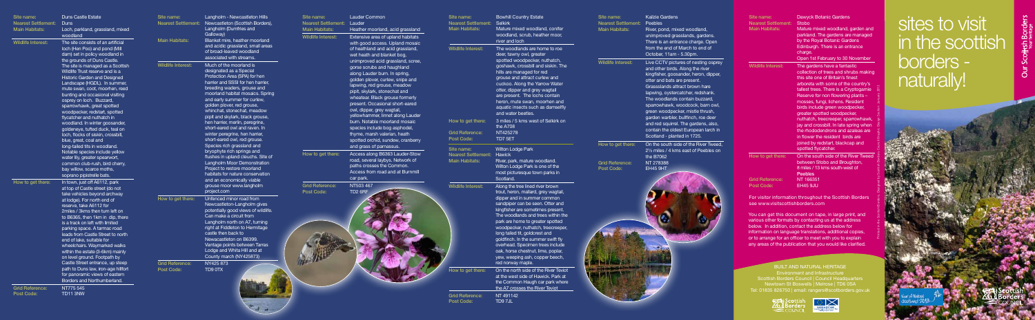| | |
|---|---|
| **Site name:** | Duns Castle Estate |
| **Nearest Settlement:** | Duns |
| **Main Habitats:** | Loch, parkland, grassland, mixed woodland |
| **Wildlife Interest:** | The site consists of an artificial loch (Hen Poo) and pond (Mill dam) set in policy woodland in the grounds of Duns Castle. The site is managed as a Scottish Wildlife Trust reserve and is a Historic Garden and Designed Landscape (HGDL). In summer, mute swan, coot, moorhen, reed bunting and occasional visiting osprey on loch. Buzzard, sparrowhawk, great spotted woodpecker, redstart, spotted flycatcher and nuthatch in woodland. In winter goosander, goldeneye, tufted duck, teal on loch, flocks of siskin, crossbill, blue, great, coal and long-tailed tits in woodland. Notable species include yellow water lily, greater spearwort, common club-rush, bird cherry, bay willow, scarce moths, soprano pipistrelle bats. |
| **How to get there:** | In town, just off A6112, park at top of Castle street (do not take vehicles beyond archway at lodge). For north end of reserve, take A6112 for 2miles /3kms then turn left on to B6365, then 1km in dip, there is a track on left with limited parking space. A tarmac road leads from Castle Street to north end of lake, suitable for wheelchairs. Waymarked walks within the estate (3-6km) mainly on level ground. Footpath by Castle Street entrance, up steep path to Duns law, iron-age hillfort for panoramic views of eastern Borders and Northumberland. |
| **Grid Reference:** | NT775 545 |
| **Post Code:** | TD11 3NW |

| | |
|---|---|
| **Site name:** | Langholm - Newcastleton Hills |
| **Nearest Settlement:** | Newcastleton (Scottish Borders), Langholm (Dumfries and Galloway) |
| **Main Habitats:** | Blanket mire, heather moorland and acidic grassland, small areas of broad-leaved woodland associated with streams. |
| **Wildlife Interest:** | Much of the moorland is designated as a Special Protection Area (SPA) for hen harrier and SSSI for hen harrier, breeding waders, grouse and moorland habitat mosaics. Spring and early summer for curlew, golden plover, red grouse, whinchat, stonechat, meadow pipit and skylark, black grouse, hen harrier, merlin, peregrine, short-eared owl and raven. In winter peregrine, hen harrier, short-eared owl, red grouse. Species rich grassland and bryophyte rich springs and flushes in upland cleuchs. Site of Langholm Moor Demonstration Project to restore moorland habitats for nature conservation and an economically viable grouse moor www.langholm project.com |
| **How to get there:** | Unfenced minor road from Newcastleton-Langholm gives potentially good views of wildlife. Can make a circuit from Langholm north on A7, turning right at Fiddleton to Hermitage castle then back to Newcastleton on B6399. Vantage points between Tarras Lodge and White Hill and at County march (NY425873) |
| **Grid Reference:** | NY425 873 |
| **Post Code:** | TD9 0TX |

| | |
|---|---|
| **Site name:** | Lauder Common |
| **Nearest Settlement:** | Lauder |
| **Main Habitats:** | Heather moorland, acid grassland |
| **Wildlife Interest:** | Extensive area of upland habitats with good access. Upland mosaic of heathland and acid grassland, wet heath and blanket bog, unimproved acid grassland, scree, gorse scrubs and haughland along Lauder burn. In spring, golden plover, curlew, snipe and lapwing, red grouse, meadow pipit, skylark, stonechat and wheatear. Black grouse formerly present. Occasional short-eared owl, dipper, grey wagtail, yellowhammer, linnet along Lauder burn. Notable moorland mosaic species include bog asphodel, thyme, marsh valerian, heath spotted orchid, sundew, cranberry and grass of parnassus. |
| **How to get there:** | Access along B6363 Lauder-Stow road, several laybys. Network of paths crosses the Common. Access from road and at Burnmill car park. |
| **Grid Reference:** | NT503 467 |
| **Post Code:** | TD2 6RF |

| | |
|---|---|
| **Site name:** | Bowhill Country Estate |
| **Nearest Settlement:** | Selkirk |
| **Main Habitats:** | Mature mixed woodland, conifer woodland, scrub, heather moor, river and loch |
| **Wildlife Interest:** | The woodlands are home to roe deer, tawny owl, greater spotted woodpecker, nuthatch, goshawk, crossbill and siskin. The hills are managed for red grouse and attract curlew and cuckoo. Along the Yarrow Water otter, dipper and grey wagtail are present. The lochs contain heron, mute swan, moorhen and aquatic insects such as damselfly and water beetles. |
| **How to get there:** | 3 miles / 5 kms west of Selkirk on the A708 |
| **Grid Reference:** | NT425278 |
| **Post Code:** | TD7 5ET |

| | |
|---|---|
| **Site name:** | Wilton Lodge Park |
| **Nearest Settlement:** | Hawick |
| **Main Habitats:** | River, park, mature woodland. Wilton Lodge Park is one of the most picturesque town parks in Scotland. |
| **Wildlife Interest:** | Along the tree lined river brown trout, heron, mallard, grey wagtail, dipper and in summer common sandpiper can be seen. Otter and kingfisher are sometimes present. The woodlands and trees within the park are home to greater spotted woodpecker, nuthatch, treecreeper, long tailed tit, goldcrest and goldfinch. In the summer swift fly overhead. Specimen trees include oak, horse chestnut, lime, poplar, yew, weeping ash, copper beech, red norway maple. |
| **How to get there:** | On the north side of the River Teviot at the west side of Hawick. Park at the Common Haugh car park where the A7 crosses the River Teviot |
| **Grid Reference:** | NT 491142 |
| **Post Code:** | TD9 7JL |

| | |
|---|---|
| **Site name:** | Kailzie Gardens |
| **Nearest Settlement:** | Peebles |
| **Main Habitats:** | River, pond, mixed woodland, unimproved grasslands, gardens. There is an entrance charge. Open from the end of March to end of October, 11am - 5.30pm. |
| **Wildlife Interest:** | Live CCTV pictures of nesting osprey and other birds. Along the river kingfisher, goosander, heron, dipper, otter and bats are present. Grasslands attract brown hare lapwing, oystercatcher, redshank. The woodlands contain buzzard, sparrowhawk, woodcock, barn owl, green woodpecker, mistle thrush, garden warbler, bullfinch, roe deer and red squirrel. The gardens also, contain the oldest European larch in Scotland - planted in 1725. |
| **How to get there:** | On the south side of the River Tweed, 2½ miles / 4 kms east of Peebles on the B7062 |
| **Grid Reference:** | NT 278388 |
| **Post Code:** | EH45 9HT |

| | |
|---|---|
| **Site name:** | Dawyck Botanic Gardens |
| **Nearest Settlement:** | Stobo |
| **Main Habitats:** | Mature mixed woodland, garden and parkland. The gardens are managed by the Royal Botanic Gardens Edinburgh. There is an entrance charge. Open 1st February to 30 November |
| **Wildlife Interest:** | The gardens have a fantastic collection of trees and shrubs making this site one of Britain's finest arboreta with some of the country's tallest trees. There is a Cryptogamic Reserve for non flowering plants – mosses, fungi, lichens. Resident birds include green woodpecker, greater spotted woodpecker, nuthatch, treecreeper, sparrowhawk, jay and crossbill. In late spring when the rhododendrons and azaleas are in flower the resident birds are joined by redstart, blackcap and spotted flycatcher. |
| **How to get there:** | On the south side of the River Tweed between Stobo and Broughton, 8 miles / 13 kms south-west of Peebles |
| **Grid Reference:** | NT 168351 |
| **Post Code:** | EH45 9JU |

For visitor information throughout the Scottish Borders see www.visitscottishborders.com

You can get this document on tape, in large print, and various other formats by contacting us at the address below. In addition, contact the address below for information on language translations, additional copies, or to arrange for an officer to meet with you to explain any areas of the publication that you would like clarified.

BUILT AND NATURAL HERITAGE
Environment and Infrastructure
Scottish Borders Council | Council Headquarters
Newtown St Boswells | Melrose | TD6 0SA
Tel: 01835 826750 | email: rangers@scotborders.gov.uk

# sites to visit in the scottish borders - naturally!

Our Scottish Borders